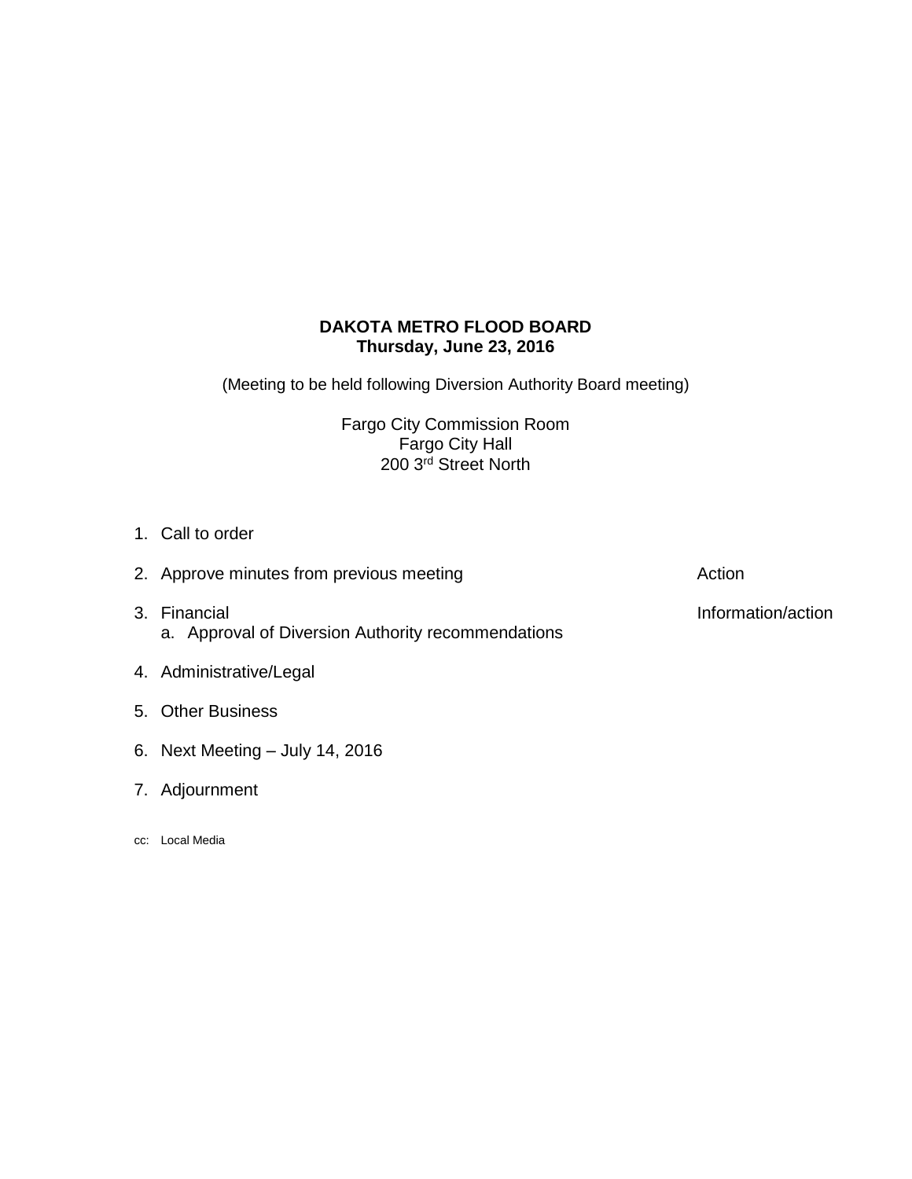**DAKOTA METRO FLOOD BOARD**
**Thursday, June 23, 2016**

(Meeting to be held following Diversion Authority Board meeting)

Fargo City Commission Room
Fargo City Hall
200 3rd Street North

1. Call to order
2. Approve minutes from previous meeting — Action
3. Financial — Information/action
   a. Approval of Diversion Authority recommendations
4. Administrative/Legal
5. Other Business
6. Next Meeting – July 14, 2016
7. Adjournment

cc: Local Media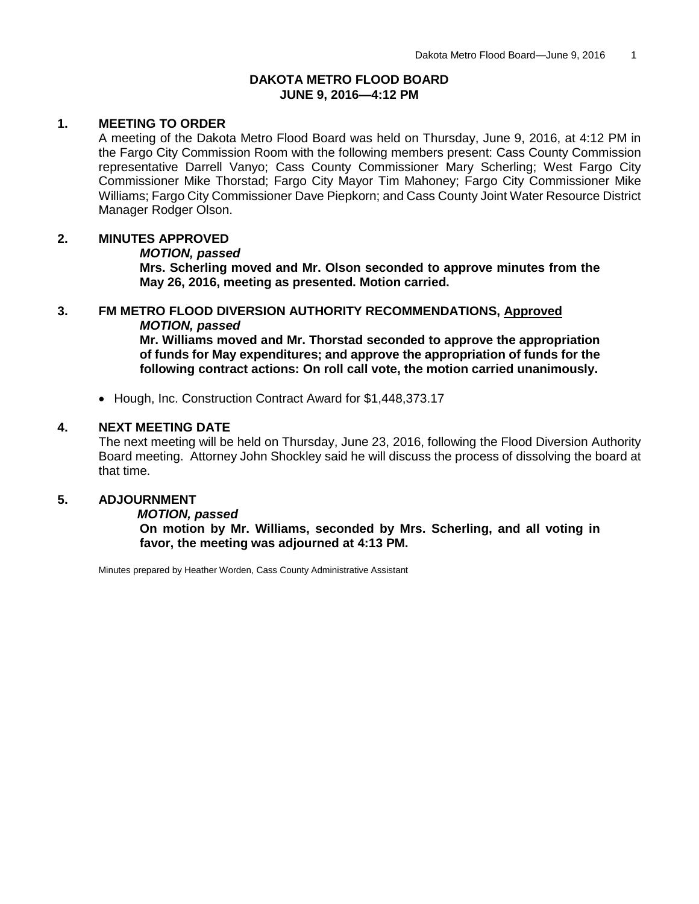# DAKOTA METRO FLOOD BOARD
## JUNE 9, 2016—4:12 PM

### 1. MEETING TO ORDER

A meeting of the Dakota Metro Flood Board was held on Thursday, June 9, 2016, at 4:12 PM in the Fargo City Commission Room with the following members present: Cass County Commission representative Darrell Vanyo; Cass County Commissioner Mary Scherling; West Fargo City Commissioner Mike Thorstad; Fargo City Mayor Tim Mahoney; Fargo City Commissioner Mike Williams; Fargo City Commissioner Dave Piepkorn; and Cass County Joint Water Resource District Manager Rodger Olson.

### 2. MINUTES APPROVED

***MOTION, passed***

**Mrs. Scherling moved and Mr. Olson seconded to approve minutes from the May 26, 2016, meeting as presented. Motion carried.**

### 3. FM METRO FLOOD DIVERSION AUTHORITY RECOMMENDATIONS, Approved

***MOTION, passed***

**Mr. Williams moved and Mr. Thorstad seconded to approve the appropriation of funds for May expenditures; and approve the appropriation of funds for the following contract actions: On roll call vote, the motion carried unanimously.**

- Hough, Inc. Construction Contract Award for $1,448,373.17

### 4. NEXT MEETING DATE

The next meeting will be held on Thursday, June 23, 2016, following the Flood Diversion Authority Board meeting. Attorney John Shockley said he will discuss the process of dissolving the board at that time.

### 5. ADJOURNMENT

***MOTION, passed***

**On motion by Mr. Williams, seconded by Mrs. Scherling, and all voting in favor, the meeting was adjourned at 4:13 PM.**

Minutes prepared by Heather Worden, Cass County Administrative Assistant